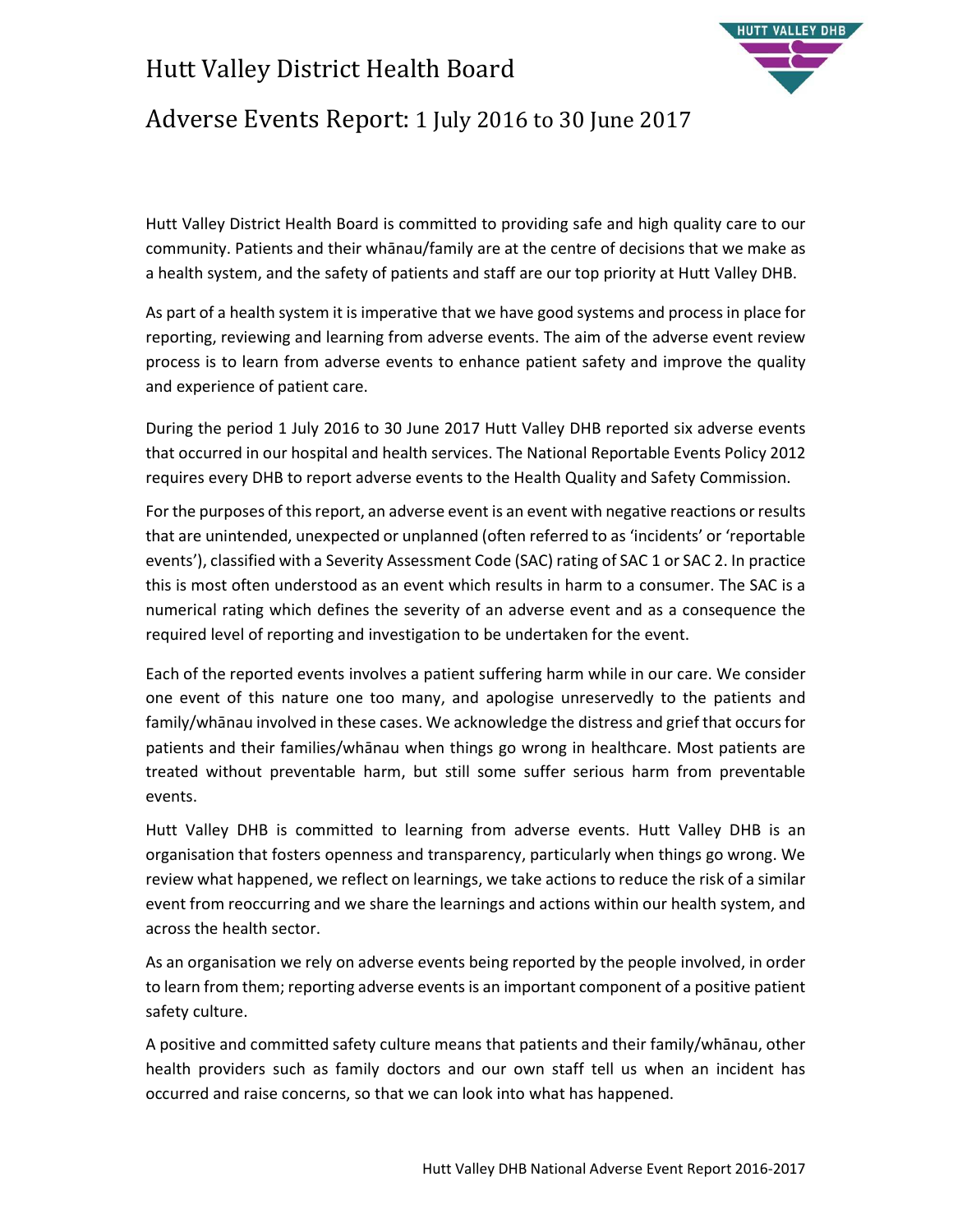# Hutt Valley District Health Board

## Adverse Events Report: 1 July 2016 to 30 June 2017

Hutt Valley District Health Board is committed to providing safe and high quality care to our community. Patients and their whānau/family are at the centre of decisions that we make as a health system, and the safety of patients and staff are our top priority at Hutt Valley DHB.

As part of a health system it is imperative that we have good systems and process in place for reporting, reviewing and learning from adverse events. The aim of the adverse event review process is to learn from adverse events to enhance patient safety and improve the quality and experience of patient care.

During the period 1 July 2016 to 30 June 2017 Hutt Valley DHB reported six adverse events that occurred in our hospital and health services. The National Reportable Events Policy 2012 requires every DHB to report adverse events to the Health Quality and Safety Commission.

For the purposes of this report, an adverse event is an event with negative reactions or results that are unintended, unexpected or unplanned (often referred to as 'incidents' or 'reportable events'), classified with a Severity Assessment Code (SAC) rating of SAC 1 or SAC 2. In practice this is most often understood as an event which results in harm to a consumer. The SAC is a numerical rating which defines the severity of an adverse event and as a consequence the required level of reporting and investigation to be undertaken for the event.

Each of the reported events involves a patient suffering harm while in our care. We consider one event of this nature one too many, and apologise unreservedly to the patients and family/whānau involved in these cases. We acknowledge the distress and grief that occurs for patients and their families/whānau when things go wrong in healthcare. Most patients are treated without preventable harm, but still some suffer serious harm from preventable events.

Hutt Valley DHB is committed to learning from adverse events. Hutt Valley DHB is an organisation that fosters openness and transparency, particularly when things go wrong. We review what happened, we reflect on learnings, we take actions to reduce the risk of a similar event from reoccurring and we share the learnings and actions within our health system, and across the health sector.

As an organisation we rely on adverse events being reported by the people involved, in order to learn from them; reporting adverse events is an important component of a positive patient safety culture.

A positive and committed safety culture means that patients and their family/whānau, other health providers such as family doctors and our own staff tell us when an incident has occurred and raise concerns, so that we can look into what has happened.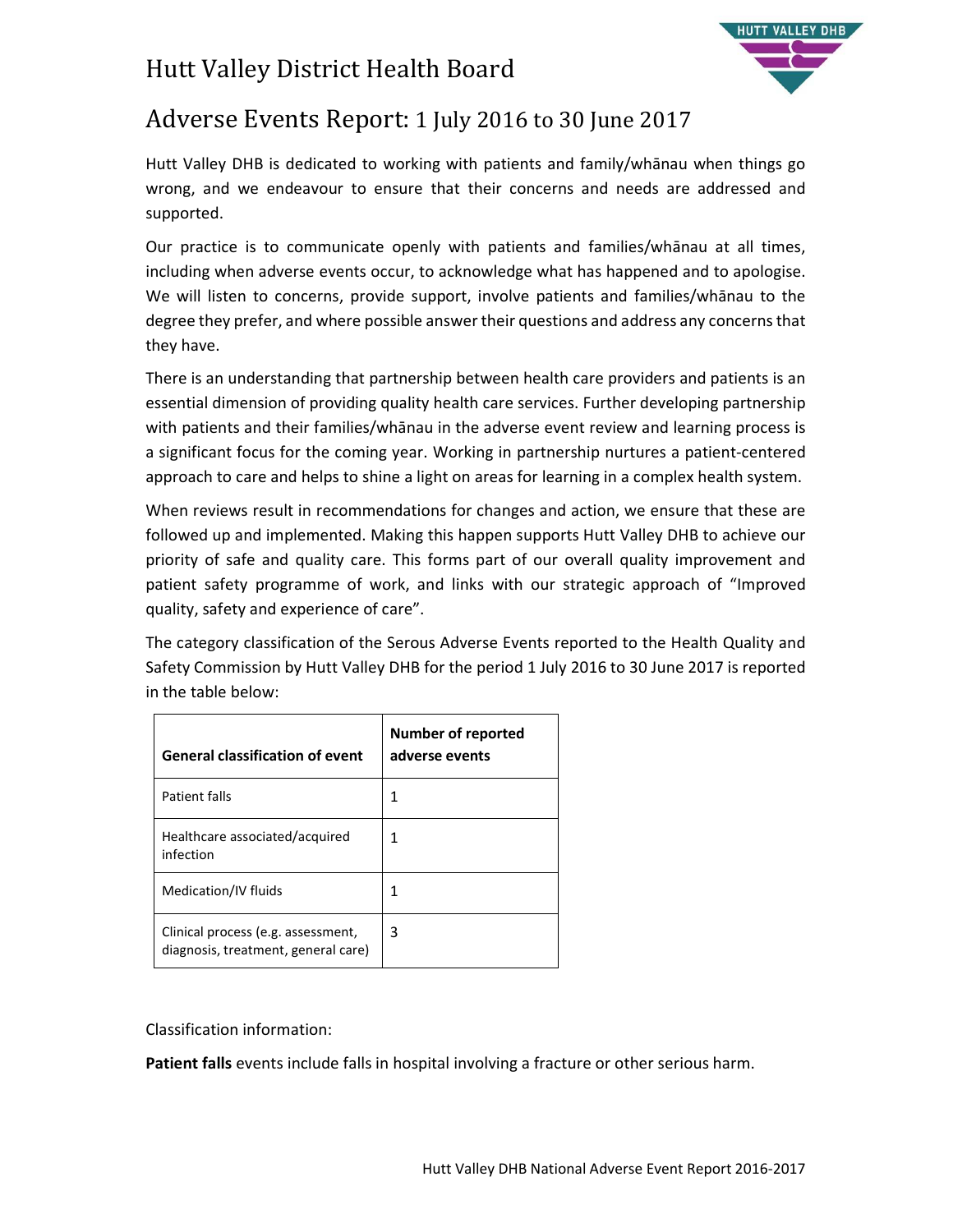# Hutt Valley District Health Board

## Adverse Events Report: 1 July 2016 to 30 June 2017

Hutt Valley DHB is dedicated to working with patients and family/whānau when things go wrong, and we endeavour to ensure that their concerns and needs are addressed and supported.

Our practice is to communicate openly with patients and families/whānau at all times, including when adverse events occur, to acknowledge what has happened and to apologise. We will listen to concerns, provide support, involve patients and families/whānau to the degree they prefer, and where possible answer their questions and address any concerns that they have.

There is an understanding that partnership between health care providers and patients is an essential dimension of providing quality health care services. Further developing partnership with patients and their families/whānau in the adverse event review and learning process is a significant focus for the coming year. Working in partnership nurtures a patient-centered approach to care and helps to shine a light on areas for learning in a complex health system.

When reviews result in recommendations for changes and action, we ensure that these are followed up and implemented. Making this happen supports Hutt Valley DHB to achieve our priority of safe and quality care. This forms part of our overall quality improvement and patient safety programme of work, and links with our strategic approach of "Improved quality, safety and experience of care".

The category classification of the Serous Adverse Events reported to the Health Quality and Safety Commission by Hutt Valley DHB for the period 1 July 2016 to 30 June 2017 is reported in the table below:

| General classification of event | Number of reported adverse events |
|---|---|
| Patient falls | 1 |
| Healthcare associated/acquired infection | 1 |
| Medication/IV fluids | 1 |
| Clinical process (e.g. assessment, diagnosis, treatment, general care) | 3 |

Classification information:

**Patient falls** events include falls in hospital involving a fracture or other serious harm.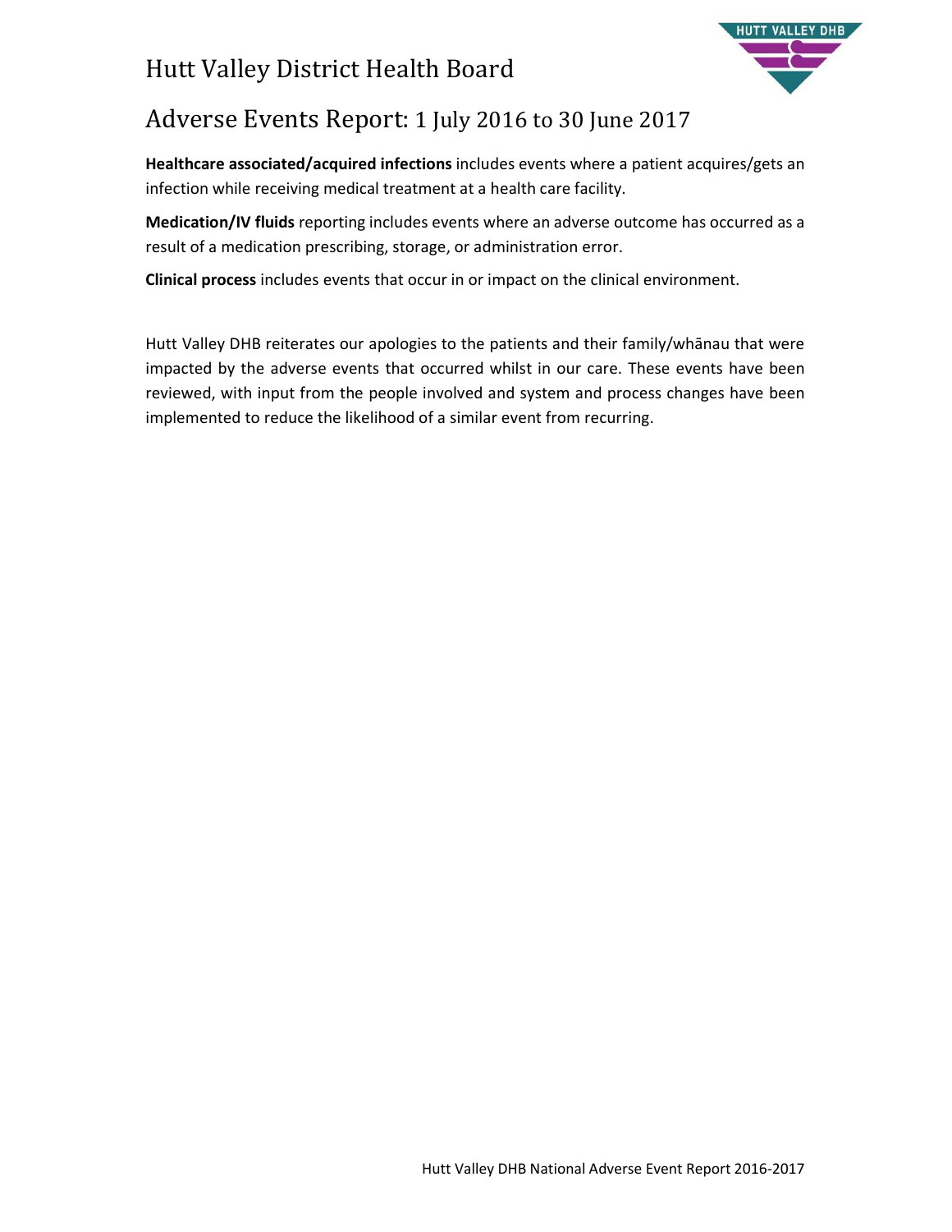# Hutt Valley District Health Board

## Adverse Events Report: 1 July 2016 to 30 June 2017

**Healthcare associated/acquired infections** includes events where a patient acquires/gets an infection while receiving medical treatment at a health care facility.

**Medication/IV fluids** reporting includes events where an adverse outcome has occurred as a result of a medication prescribing, storage, or administration error.

**Clinical process** includes events that occur in or impact on the clinical environment.

Hutt Valley DHB reiterates our apologies to the patients and their family/whānau that were impacted by the adverse events that occurred whilst in our care. These events have been reviewed, with input from the people involved and system and process changes have been implemented to reduce the likelihood of a similar event from recurring.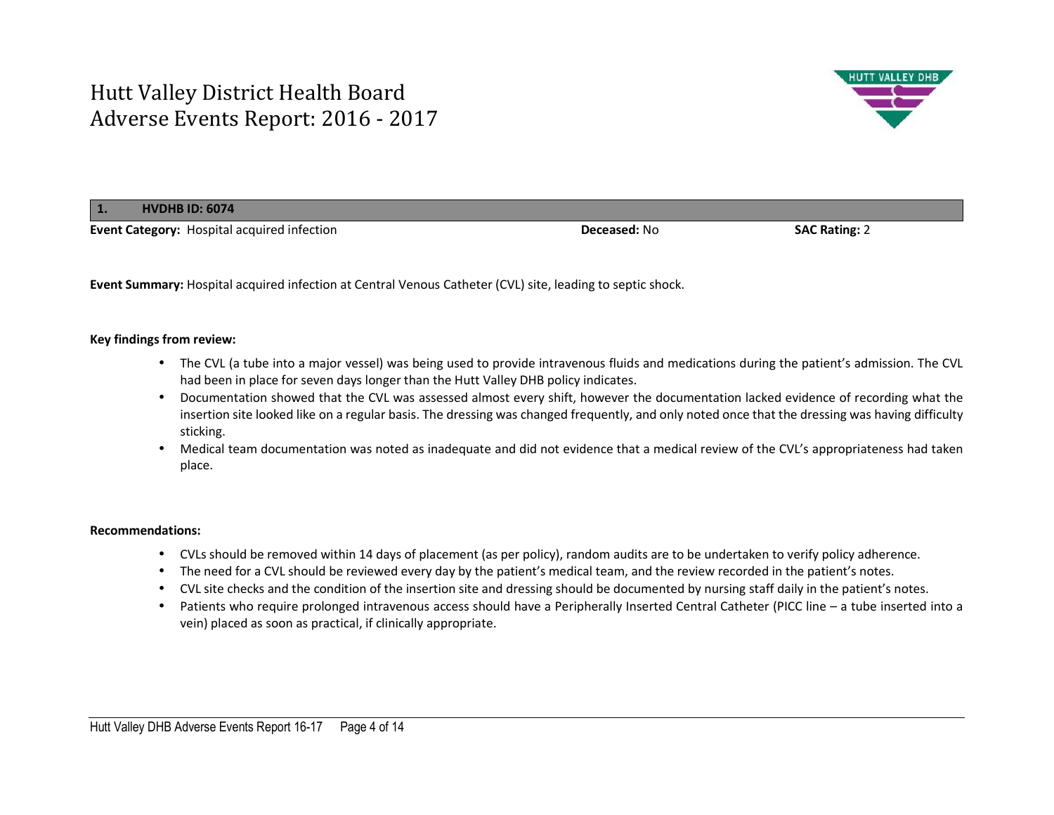# Hutt Valley District Health Board
# Adverse Events Report: 2016 - 2017

## 1. HVDHB ID: 6074

**Event Category:** Hospital acquired infection **Deceased:** No **SAC Rating:** 2

**Event Summary:** Hospital acquired infection at Central Venous Catheter (CVL) site, leading to septic shock.

**Key findings from review:**

- The CVL (a tube into a major vessel) was being used to provide intravenous fluids and medications during the patient's admission. The CVL had been in place for seven days longer than the Hutt Valley DHB policy indicates.
- Documentation showed that the CVL was assessed almost every shift, however the documentation lacked evidence of recording what the insertion site looked like on a regular basis. The dressing was changed frequently, and only noted once that the dressing was having difficulty sticking.
- Medical team documentation was noted as inadequate and did not evidence that a medical review of the CVL's appropriateness had taken place.

**Recommendations:**

- CVLs should be removed within 14 days of placement (as per policy), random audits are to be undertaken to verify policy adherence.
- The need for a CVL should be reviewed every day by the patient's medical team, and the review recorded in the patient's notes.
- CVL site checks and the condition of the insertion site and dressing should be documented by nursing staff daily in the patient's notes.
- Patients who require prolonged intravenous access should have a Peripherally Inserted Central Catheter (PICC line – a tube inserted into a vein) placed as soon as practical, if clinically appropriate.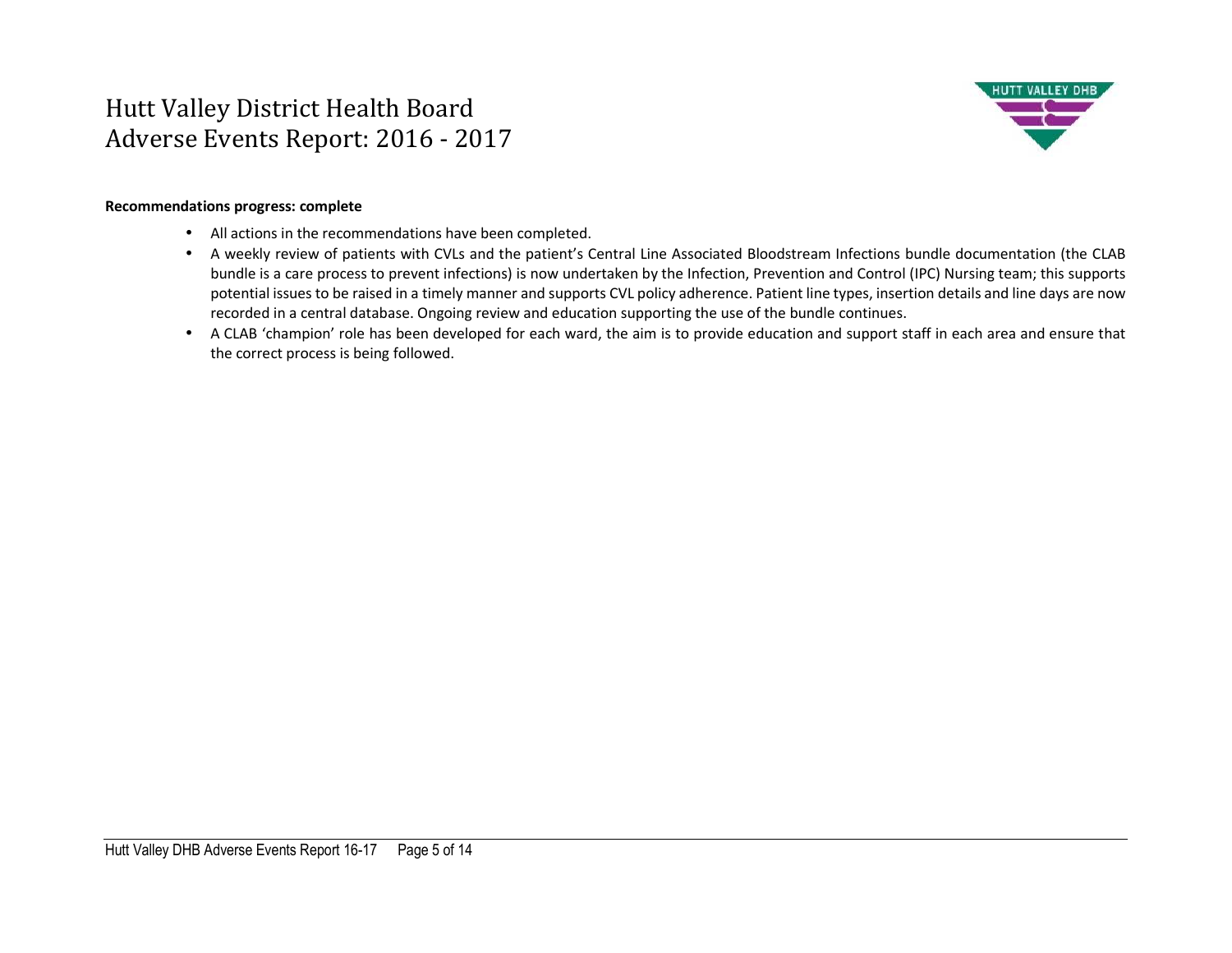**Recommendations progress: complete**

- All actions in the recommendations have been completed.
- A weekly review of patients with CVLs and the patient's Central Line Associated Bloodstream Infections bundle documentation (the CLAB bundle is a care process to prevent infections) is now undertaken by the Infection, Prevention and Control (IPC) Nursing team; this supports potential issues to be raised in a timely manner and supports CVL policy adherence. Patient line types, insertion details and line days are now recorded in a central database. Ongoing review and education supporting the use of the bundle continues.
- A CLAB 'champion' role has been developed for each ward, the aim is to provide education and support staff in each area and ensure that the correct process is being followed.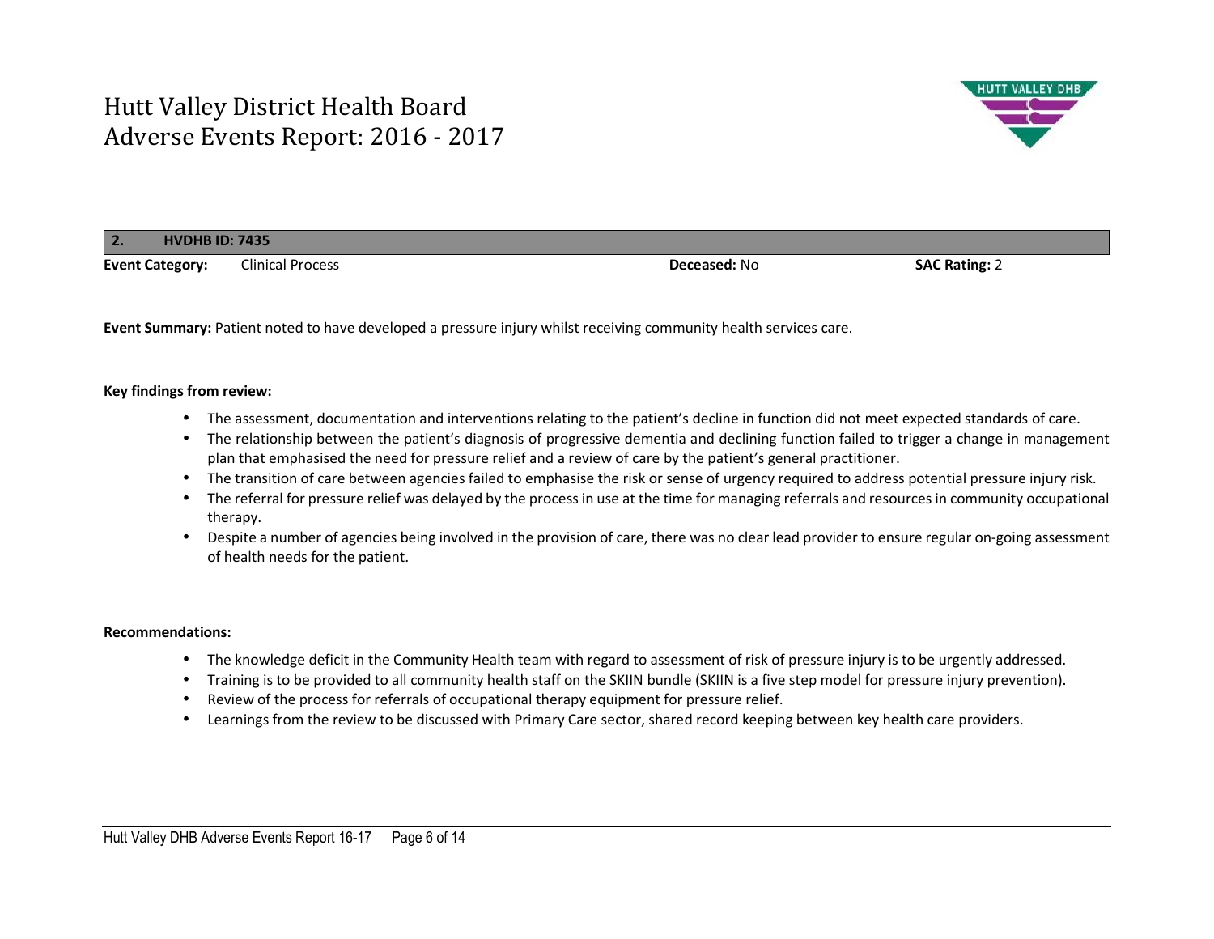# Hutt Valley District Health Board
# Adverse Events Report: 2016 - 2017

| 2. | HVDHB ID: 7435 | | | | |
|---|---|---|---|---|---|
| **Event Category:** | Clinical Process | **Deceased:** No | | **SAC Rating:** 2 | |

**Event Summary:** Patient noted to have developed a pressure injury whilst receiving community health services care.

**Key findings from review:**

- The assessment, documentation and interventions relating to the patient's decline in function did not meet expected standards of care.
- The relationship between the patient's diagnosis of progressive dementia and declining function failed to trigger a change in management plan that emphasised the need for pressure relief and a review of care by the patient's general practitioner.
- The transition of care between agencies failed to emphasise the risk or sense of urgency required to address potential pressure injury risk.
- The referral for pressure relief was delayed by the process in use at the time for managing referrals and resources in community occupational therapy.
- Despite a number of agencies being involved in the provision of care, there was no clear lead provider to ensure regular on-going assessment of health needs for the patient.

**Recommendations:**

- The knowledge deficit in the Community Health team with regard to assessment of risk of pressure injury is to be urgently addressed.
- Training is to be provided to all community health staff on the SKIIN bundle (SKIIN is a five step model for pressure injury prevention).
- Review of the process for referrals of occupational therapy equipment for pressure relief.
- Learnings from the review to be discussed with Primary Care sector, shared record keeping between key health care providers.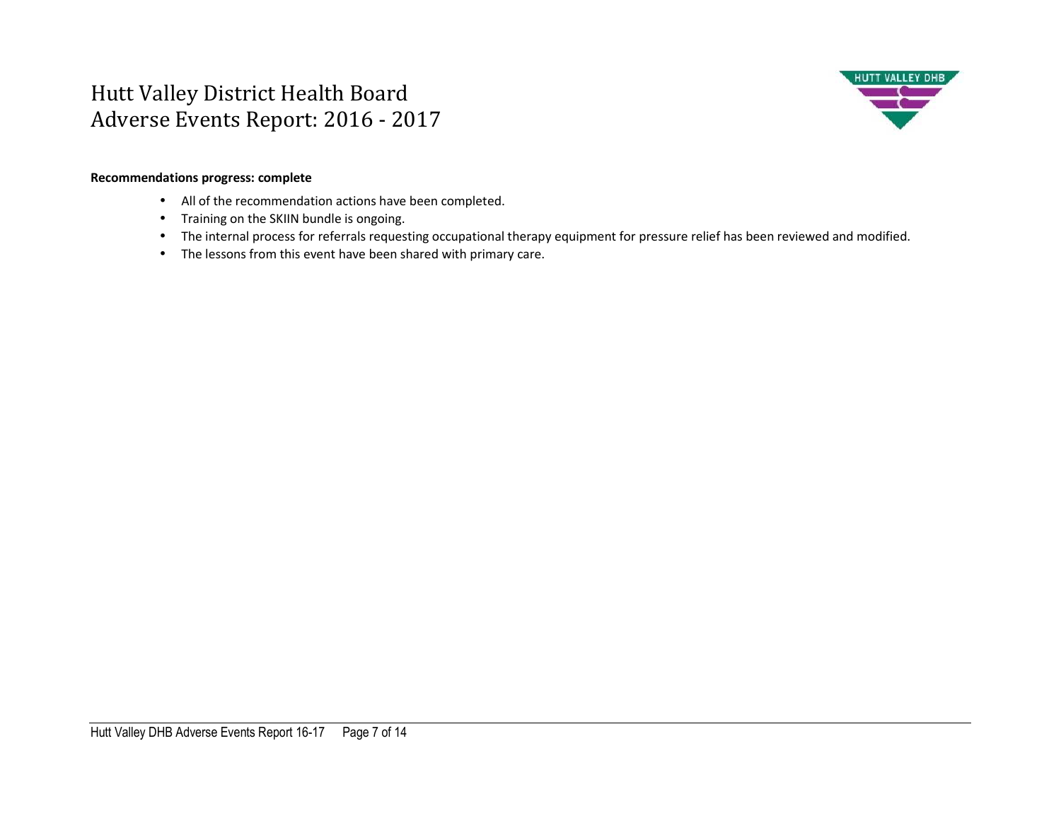**Recommendations progress: complete**

- All of the recommendation actions have been completed.
- Training on the SKIIN bundle is ongoing.
- The internal process for referrals requesting occupational therapy equipment for pressure relief has been reviewed and modified.
- The lessons from this event have been shared with primary care.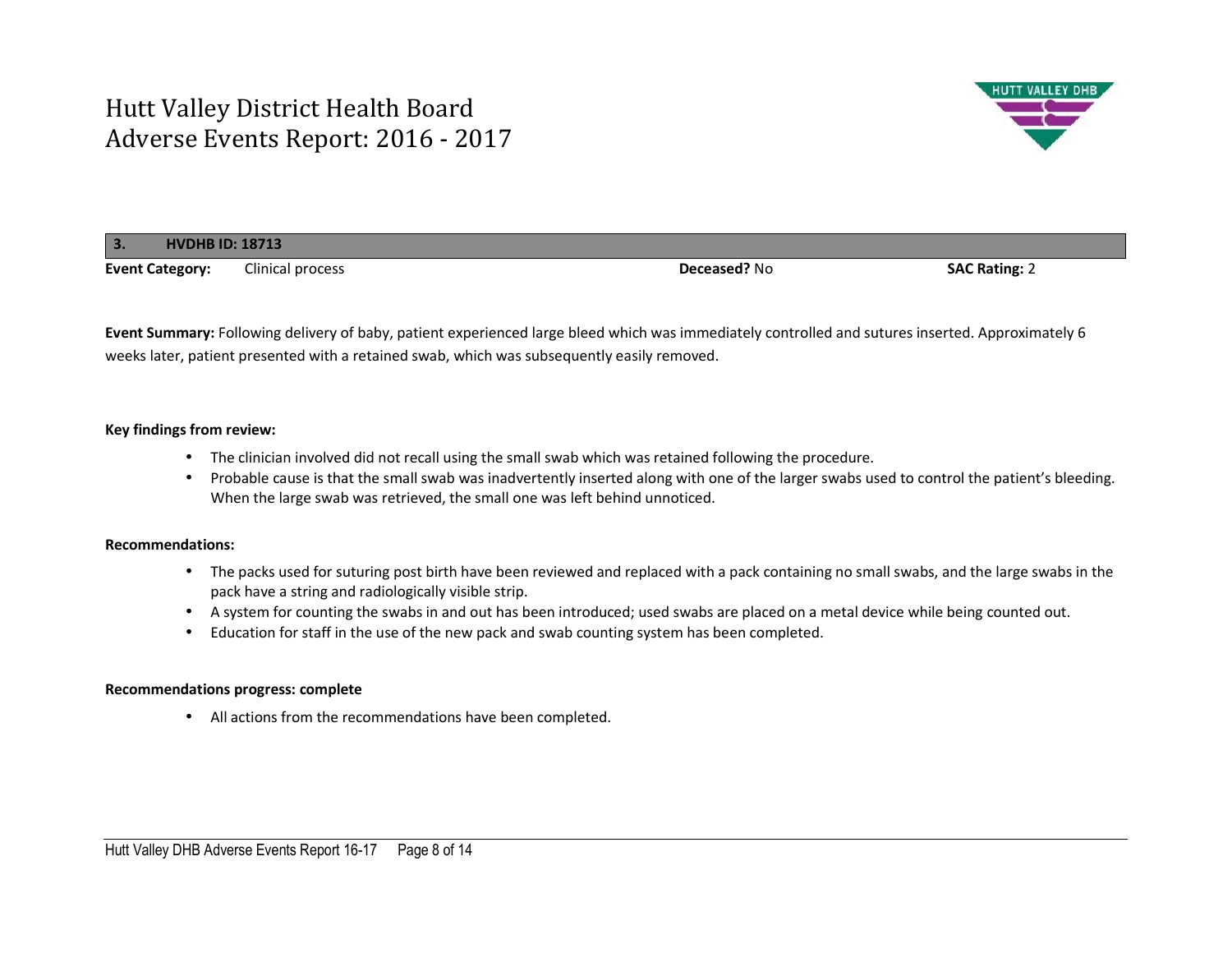# Hutt Valley District Health Board
# Adverse Events Report: 2016 - 2017

| 3. HVDHB ID: 18713 | | | |
|---|---|---|---|
| **Event Category:** | Clinical process | **Deceased?** No | **SAC Rating:** 2 |

**Event Summary:** Following delivery of baby, patient experienced large bleed which was immediately controlled and sutures inserted. Approximately 6 weeks later, patient presented with a retained swab, which was subsequently easily removed.

**Key findings from review:**

- The clinician involved did not recall using the small swab which was retained following the procedure.
- Probable cause is that the small swab was inadvertently inserted along with one of the larger swabs used to control the patient's bleeding. When the large swab was retrieved, the small one was left behind unnoticed.

**Recommendations:**

- The packs used for suturing post birth have been reviewed and replaced with a pack containing no small swabs, and the large swabs in the pack have a string and radiologically visible strip.
- A system for counting the swabs in and out has been introduced; used swabs are placed on a metal device while being counted out.
- Education for staff in the use of the new pack and swab counting system has been completed.

**Recommendations progress: complete**

- All actions from the recommendations have been completed.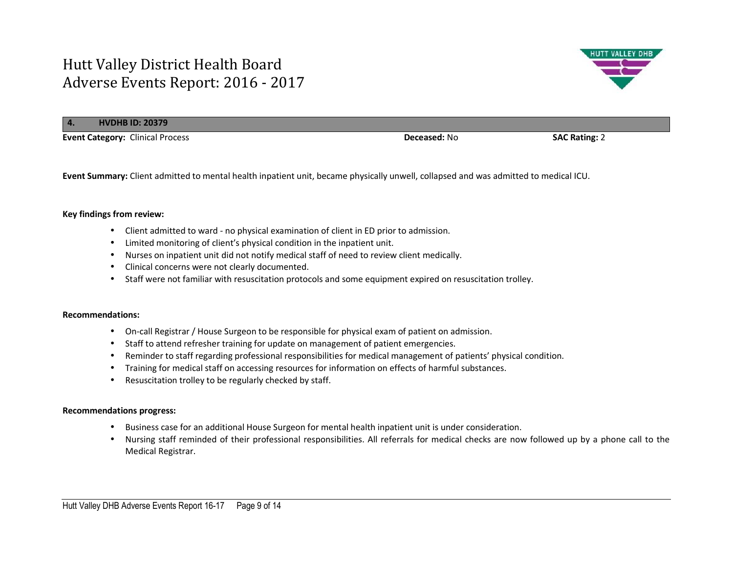| 4. | HVDHB ID: 20379 |
| --- | --- |

**Event Category:** Clinical Process **Deceased:** No **SAC Rating:** 2

**Event Summary:** Client admitted to mental health inpatient unit, became physically unwell, collapsed and was admitted to medical ICU.

**Key findings from review:**

- Client admitted to ward - no physical examination of client in ED prior to admission.
- Limited monitoring of client's physical condition in the inpatient unit.
- Nurses on inpatient unit did not notify medical staff of need to review client medically.
- Clinical concerns were not clearly documented.
- Staff were not familiar with resuscitation protocols and some equipment expired on resuscitation trolley.

**Recommendations:**

- On-call Registrar / House Surgeon to be responsible for physical exam of patient on admission.
- Staff to attend refresher training for update on management of patient emergencies.
- Reminder to staff regarding professional responsibilities for medical management of patients' physical condition.
- Training for medical staff on accessing resources for information on effects of harmful substances.
- Resuscitation trolley to be regularly checked by staff.

**Recommendations progress:**

- Business case for an additional House Surgeon for mental health inpatient unit is under consideration.
- Nursing staff reminded of their professional responsibilities. All referrals for medical checks are now followed up by a phone call to the Medical Registrar.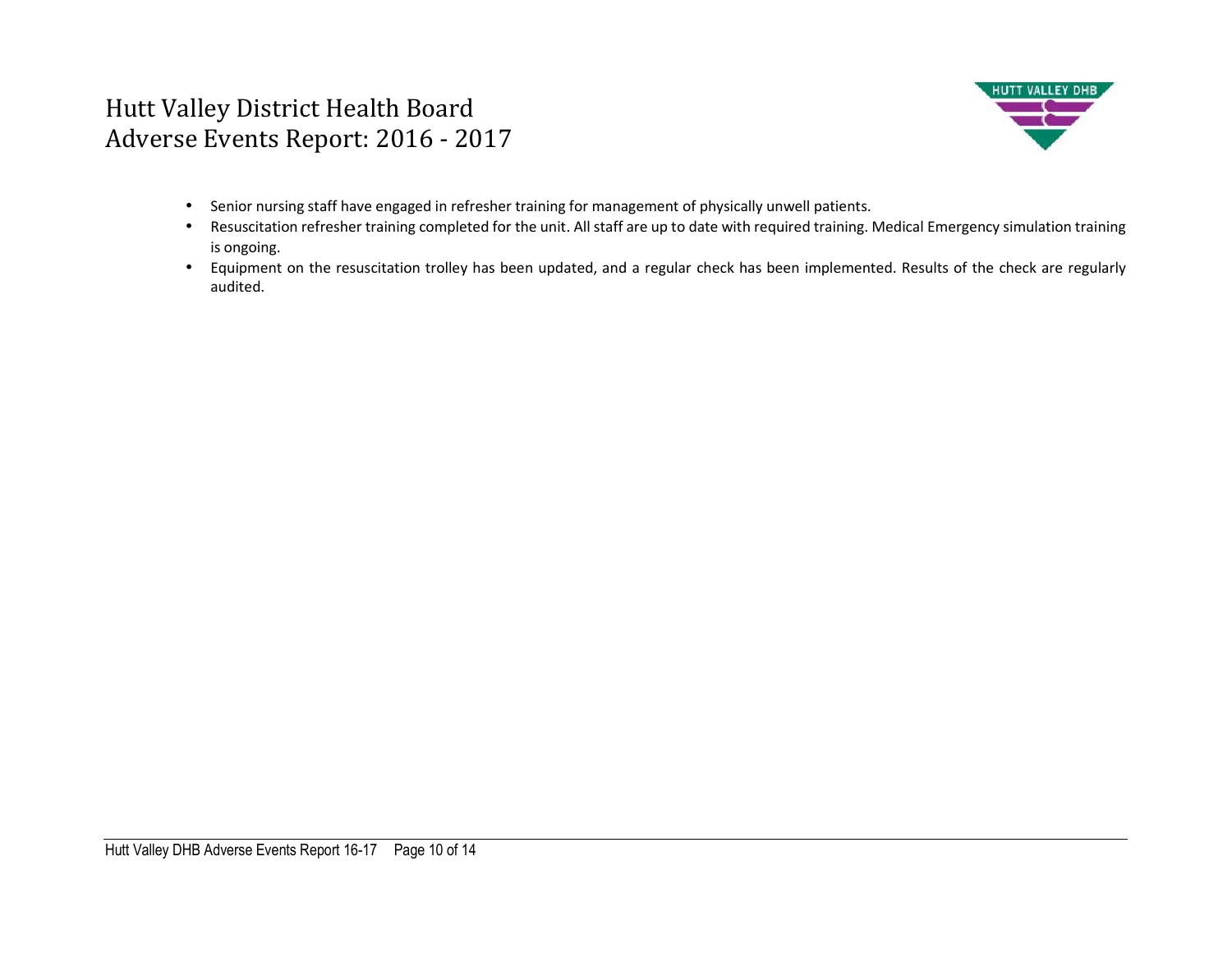- Senior nursing staff have engaged in refresher training for management of physically unwell patients.
- Resuscitation refresher training completed for the unit. All staff are up to date with required training. Medical Emergency simulation training is ongoing.
- Equipment on the resuscitation trolley has been updated, and a regular check has been implemented. Results of the check are regularly audited.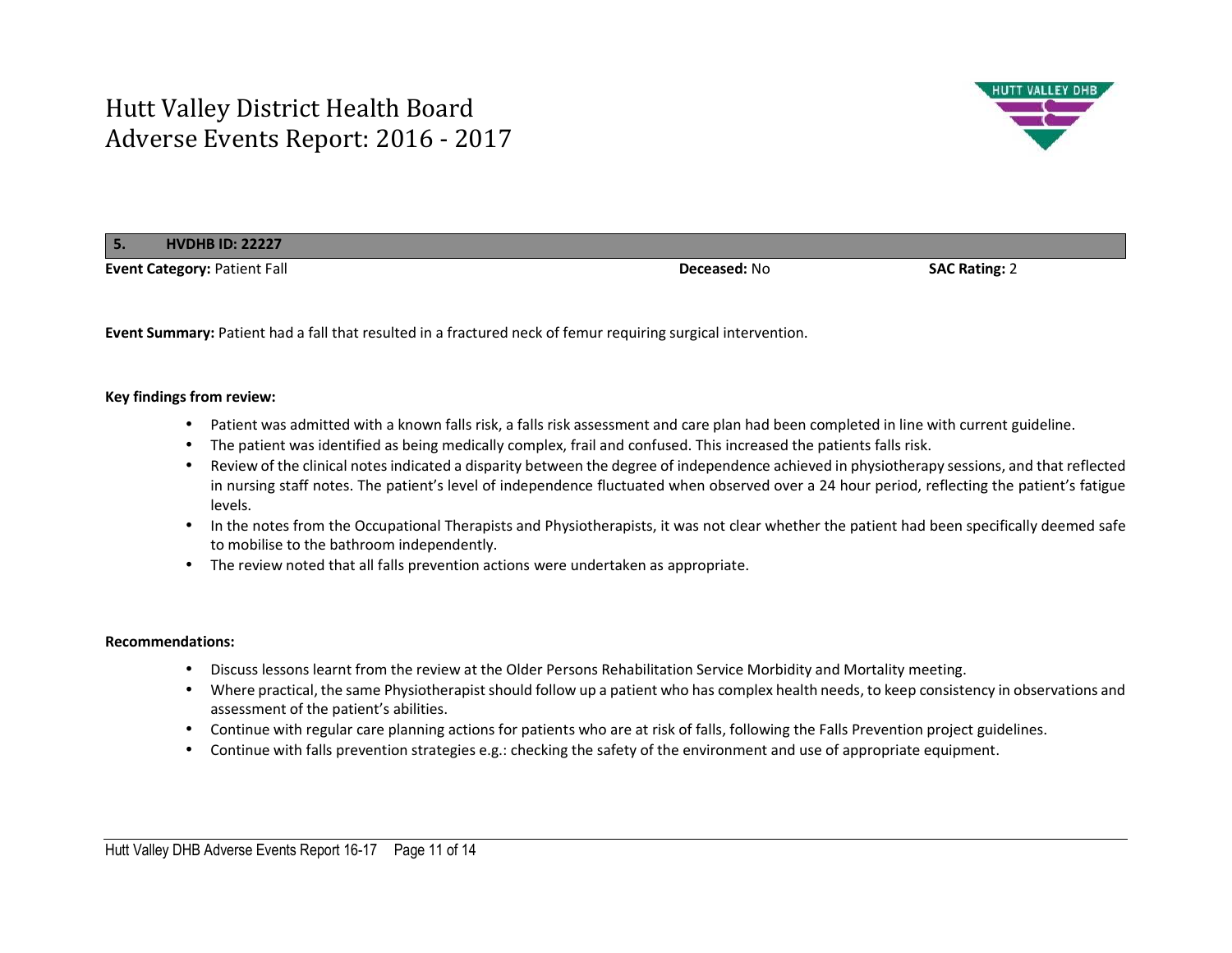# Hutt Valley District Health Board Adverse Events Report: 2016 - 2017

| 5. | HVDHB ID: 22227 |
|---|---|

**Event Category:** Patient Fall **Deceased:** No **SAC Rating:** 2

**Event Summary:** Patient had a fall that resulted in a fractured neck of femur requiring surgical intervention.

**Key findings from review:**

- Patient was admitted with a known falls risk, a falls risk assessment and care plan had been completed in line with current guideline.
- The patient was identified as being medically complex, frail and confused. This increased the patients falls risk.
- Review of the clinical notes indicated a disparity between the degree of independence achieved in physiotherapy sessions, and that reflected in nursing staff notes. The patient's level of independence fluctuated when observed over a 24 hour period, reflecting the patient's fatigue levels.
- In the notes from the Occupational Therapists and Physiotherapists, it was not clear whether the patient had been specifically deemed safe to mobilise to the bathroom independently.
- The review noted that all falls prevention actions were undertaken as appropriate.

**Recommendations:**

- Discuss lessons learnt from the review at the Older Persons Rehabilitation Service Morbidity and Mortality meeting.
- Where practical, the same Physiotherapist should follow up a patient who has complex health needs, to keep consistency in observations and assessment of the patient's abilities.
- Continue with regular care planning actions for patients who are at risk of falls, following the Falls Prevention project guidelines.
- Continue with falls prevention strategies e.g.: checking the safety of the environment and use of appropriate equipment.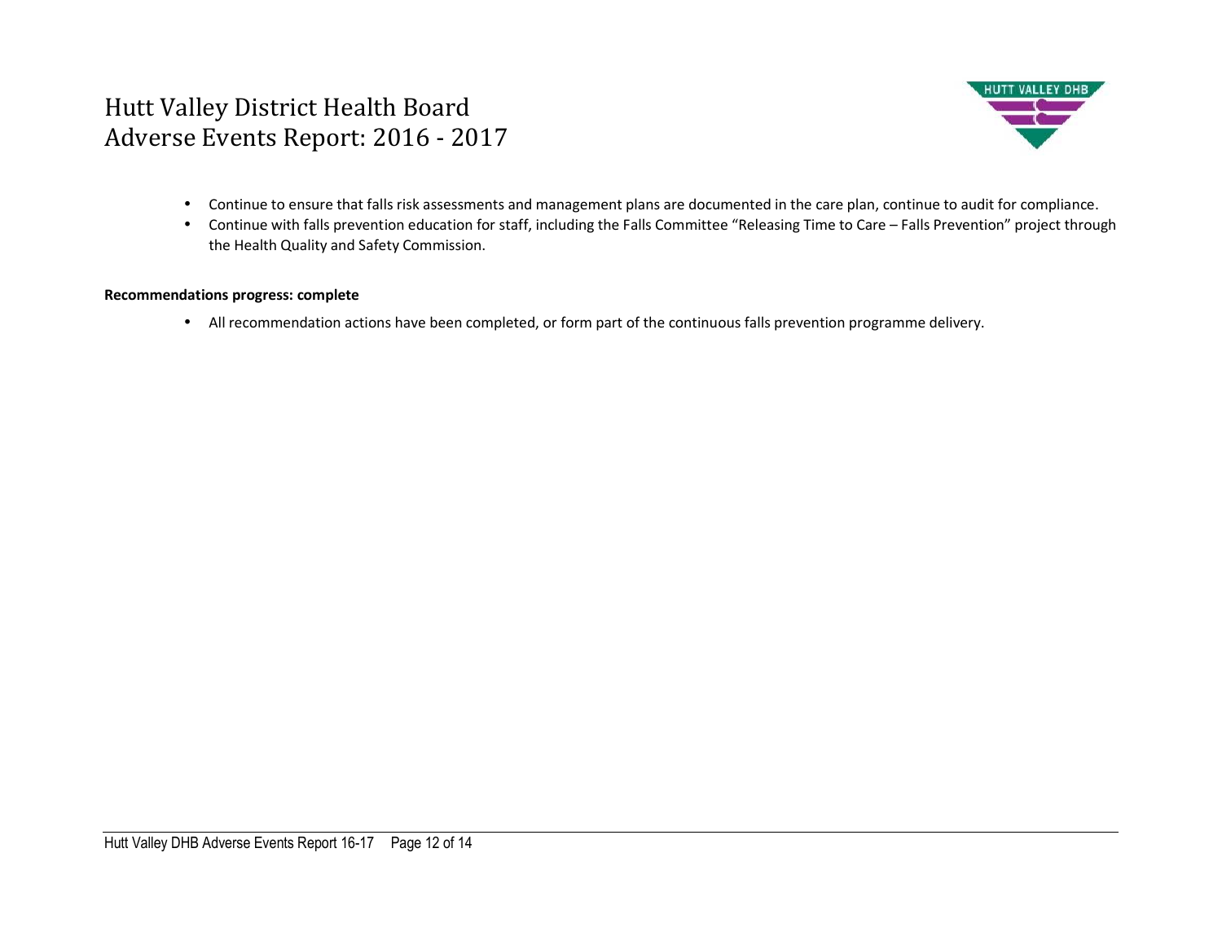- Continue to ensure that falls risk assessments and management plans are documented in the care plan, continue to audit for compliance.
- Continue with falls prevention education for staff, including the Falls Committee “Releasing Time to Care – Falls Prevention” project through the Health Quality and Safety Commission.

**Recommendations progress: complete**

- All recommendation actions have been completed, or form part of the continuous falls prevention programme delivery.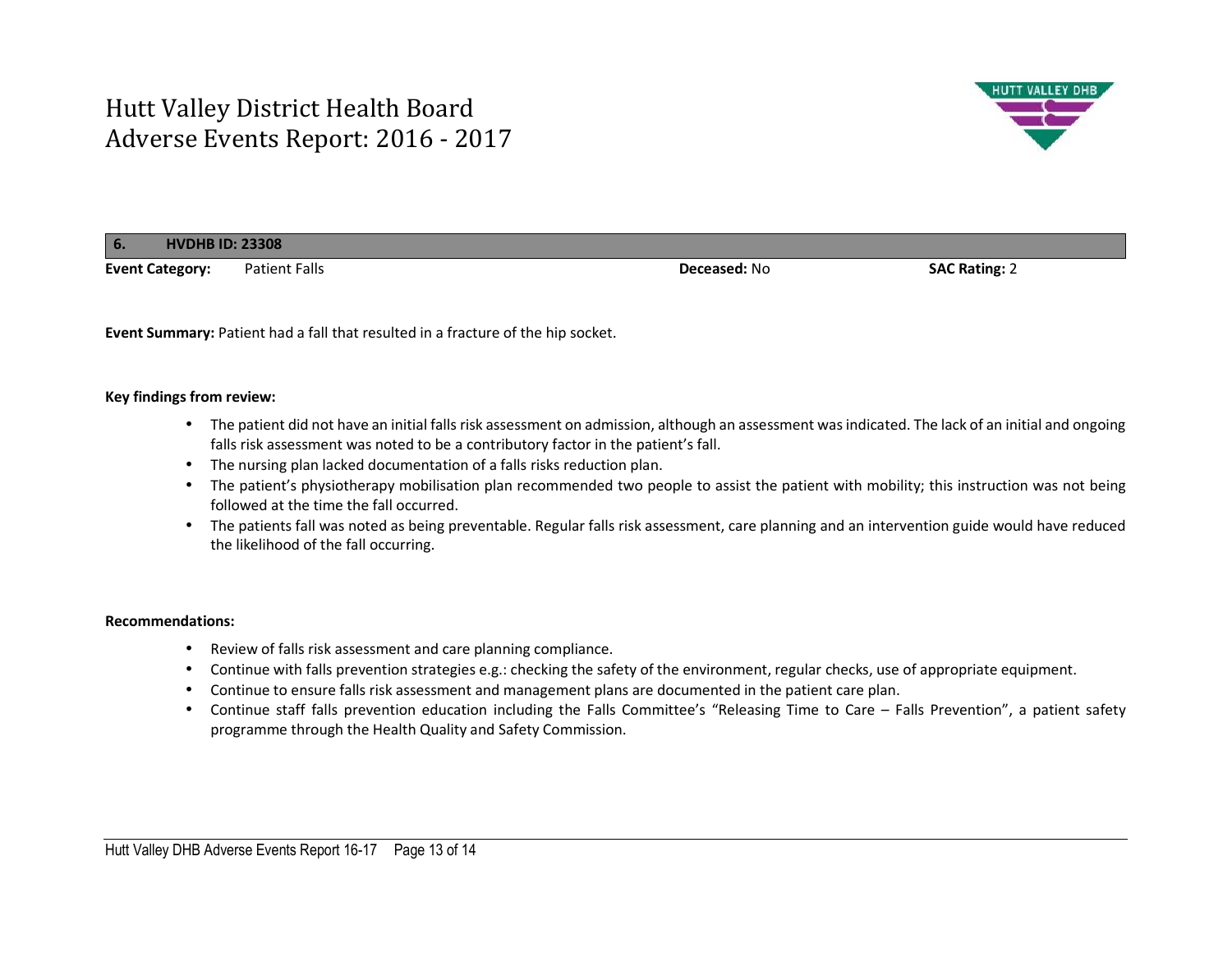# Hutt Valley District Health Board
# Adverse Events Report: 2016 - 2017

## 6. HVDHB ID: 23308

**Event Category:** Patient Falls **Deceased:** No **SAC Rating:** 2

**Event Summary:** Patient had a fall that resulted in a fracture of the hip socket.

**Key findings from review:**

- The patient did not have an initial falls risk assessment on admission, although an assessment was indicated. The lack of an initial and ongoing falls risk assessment was noted to be a contributory factor in the patient's fall.
- The nursing plan lacked documentation of a falls risks reduction plan.
- The patient's physiotherapy mobilisation plan recommended two people to assist the patient with mobility; this instruction was not being followed at the time the fall occurred.
- The patients fall was noted as being preventable. Regular falls risk assessment, care planning and an intervention guide would have reduced the likelihood of the fall occurring.

**Recommendations:**

- Review of falls risk assessment and care planning compliance.
- Continue with falls prevention strategies e.g.: checking the safety of the environment, regular checks, use of appropriate equipment.
- Continue to ensure falls risk assessment and management plans are documented in the patient care plan.
- Continue staff falls prevention education including the Falls Committee's "Releasing Time to Care – Falls Prevention", a patient safety programme through the Health Quality and Safety Commission.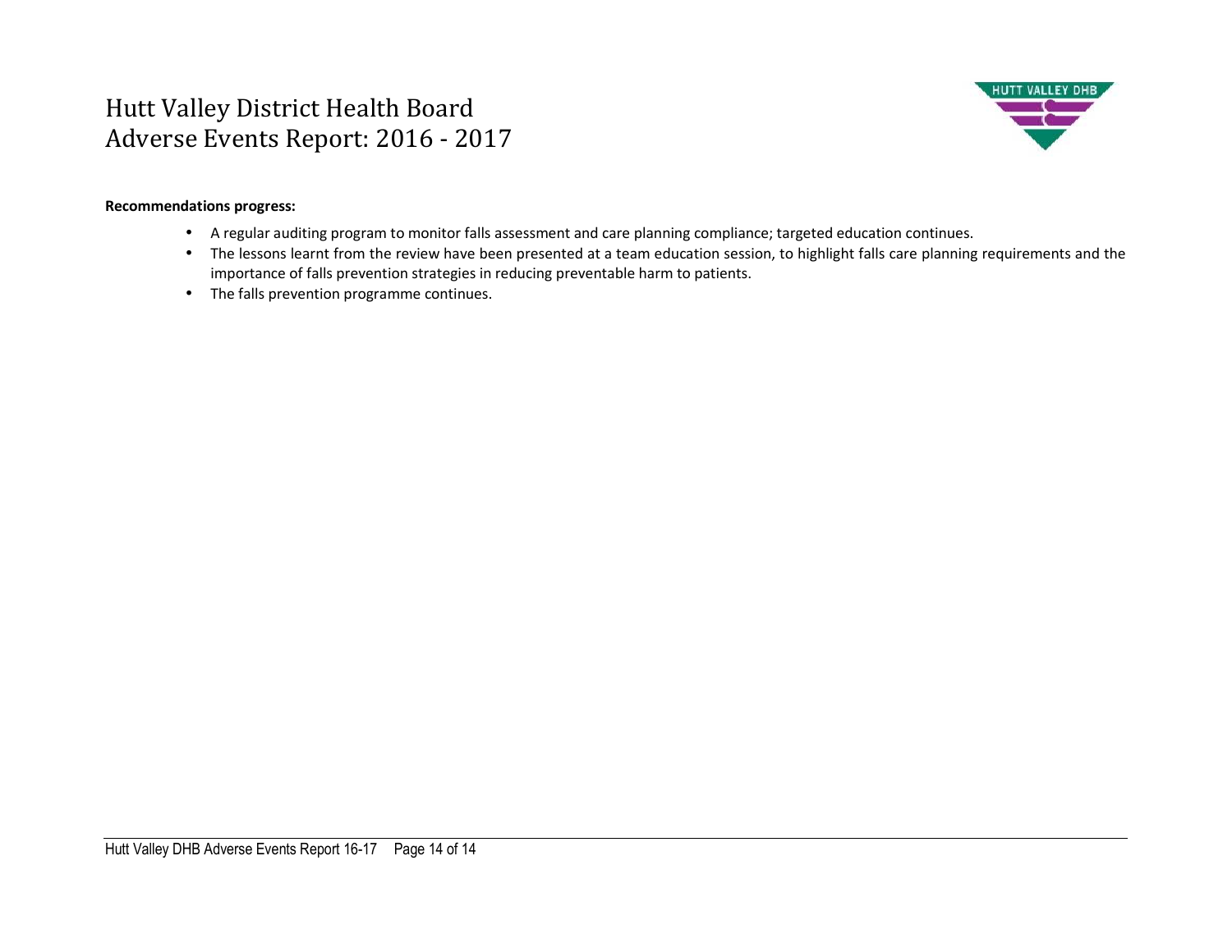**Recommendations progress:**

- A regular auditing program to monitor falls assessment and care planning compliance; targeted education continues.
- The lessons learnt from the review have been presented at a team education session, to highlight falls care planning requirements and the importance of falls prevention strategies in reducing preventable harm to patients.
- The falls prevention programme continues.